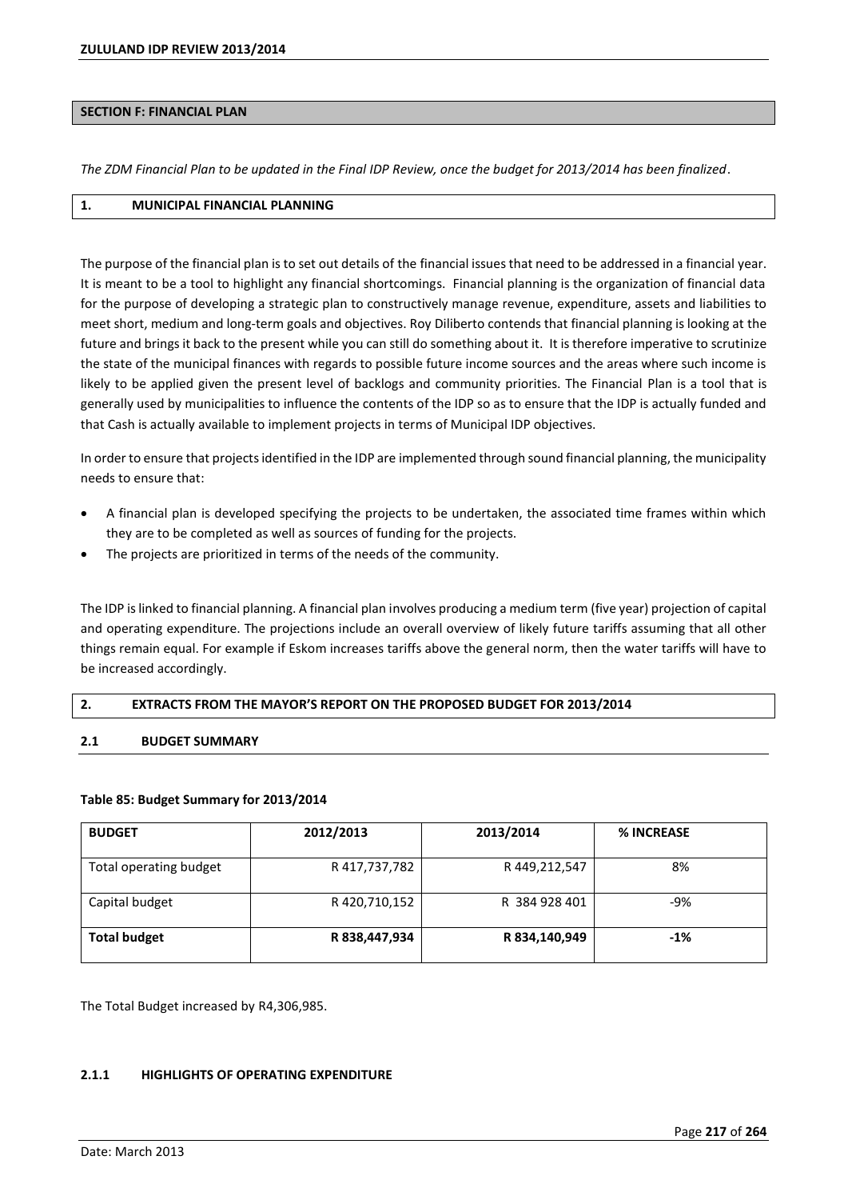## SECTION F: FINANCIAL PLAN

*The ZDM Financial Plan to be updated in the Final IDP Review, once the budget for 2013/2014 has been finalized*.

### 1. MUNICIPAL FINANCIAL PLANNING

The purpose of the financial plan is to set out details of the financial issues that need to be addressed in a financial year. It is meant to be a tool to highlight any financial shortcomings. Financial planning is the organization of financial data for the purpose of developing a strategic plan to constructively manage revenue, expenditure, assets and liabilities to meet short, medium and long-term goals and objectives. Roy Diliberto contends that financial planning is looking at the future and brings it back to the present while you can still do something about it. It is therefore imperative to scrutinize the state of the municipal finances with regards to possible future income sources and the areas where such income is likely to be applied given the present level of backlogs and community priorities. The Financial Plan is a tool that is generally used by municipalities to influence the contents of the IDP so as to ensure that the IDP is actually funded and that Cash is actually available to implement projects in terms of Municipal IDP objectives.

In order to ensure that projects identified in the IDP are implemented through sound financial planning, the municipality needs to ensure that:

- A financial plan is developed specifying the projects to be undertaken, the associated time frames within which they are to be completed as well as sources of funding for the projects.
- The projects are prioritized in terms of the needs of the community.

The IDP is linked to financial planning. A financial plan involves producing a medium term (five year) projection of capital and operating expenditure. The projections include an overall overview of likely future tariffs assuming that all other things remain equal. For example if Eskom increases tariffs above the general norm, then the water tariffs will have to be increased accordingly.

### 2. EXTRACTS FROM THE MAYOR'S REPORT ON THE PROPOSED BUDGET FOR 2013/2014

#### 2.1 BUDGET SUMMARY

**Table 85: Budget Summary for 2013/2014**

| BUDGET | 2012/2013 | 2013/2014 | % INCREASE |
|---|---|---|---|
| Total operating budget | R 417,737,782 | R 449,212,547 | 8% |
| Capital budget | R 420,710,152 | R 384 928 401 | -9% |
| **Total budget** | **R 838,447,934** | **R 834,140,949** | **-1%** |

The Total Budget increased by R4,306,985.

#### 2.1.1 HIGHLIGHTS OF OPERATING EXPENDITURE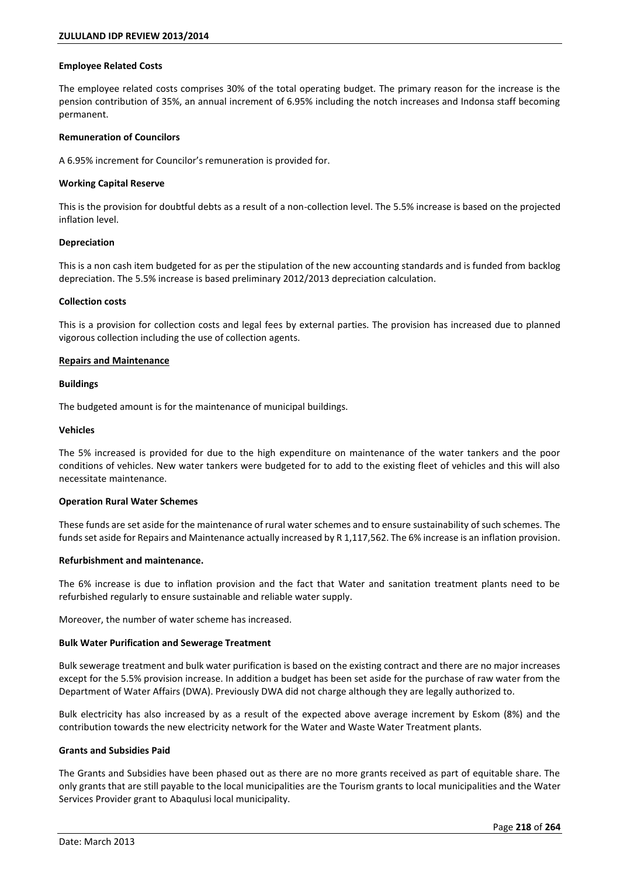**Employee Related Costs**

The employee related costs comprises 30% of the total operating budget. The primary reason for the increase is the pension contribution of 35%, an annual increment of 6.95% including the notch increases and Indonsa staff becoming permanent.

**Remuneration of Councilors**

A 6.95% increment for Councilor's remuneration is provided for.

**Working Capital Reserve**

This is the provision for doubtful debts as a result of a non-collection level. The 5.5% increase is based on the projected inflation level.

**Depreciation**

This is a non cash item budgeted for as per the stipulation of the new accounting standards and is funded from backlog depreciation. The 5.5% increase is based preliminary 2012/2013 depreciation calculation.

**Collection costs**

This is a provision for collection costs and legal fees by external parties. The provision has increased due to planned vigorous collection including the use of collection agents.

**Repairs and Maintenance**

**Buildings**

The budgeted amount is for the maintenance of municipal buildings.

**Vehicles**

The 5% increased is provided for due to the high expenditure on maintenance of the water tankers and the poor conditions of vehicles. New water tankers were budgeted for to add to the existing fleet of vehicles and this will also necessitate maintenance.

**Operation Rural Water Schemes**

These funds are set aside for the maintenance of rural water schemes and to ensure sustainability of such schemes. The funds set aside for Repairs and Maintenance actually increased by R 1,117,562. The 6% increase is an inflation provision.

**Refurbishment and maintenance.**

The 6% increase is due to inflation provision and the fact that Water and sanitation treatment plants need to be refurbished regularly to ensure sustainable and reliable water supply.

Moreover, the number of water scheme has increased.

**Bulk Water Purification and Sewerage Treatment**

Bulk sewerage treatment and bulk water purification is based on the existing contract and there are no major increases except for the 5.5% provision increase. In addition a budget has been set aside for the purchase of raw water from the Department of Water Affairs (DWA). Previously DWA did not charge although they are legally authorized to.

Bulk electricity has also increased by as a result of the expected above average increment by Eskom (8%) and the contribution towards the new electricity network for the Water and Waste Water Treatment plants.

**Grants and Subsidies Paid**

The Grants and Subsidies have been phased out as there are no more grants received as part of equitable share. The only grants that are still payable to the local municipalities are the Tourism grants to local municipalities and the Water Services Provider grant to Abaqulusi local municipality.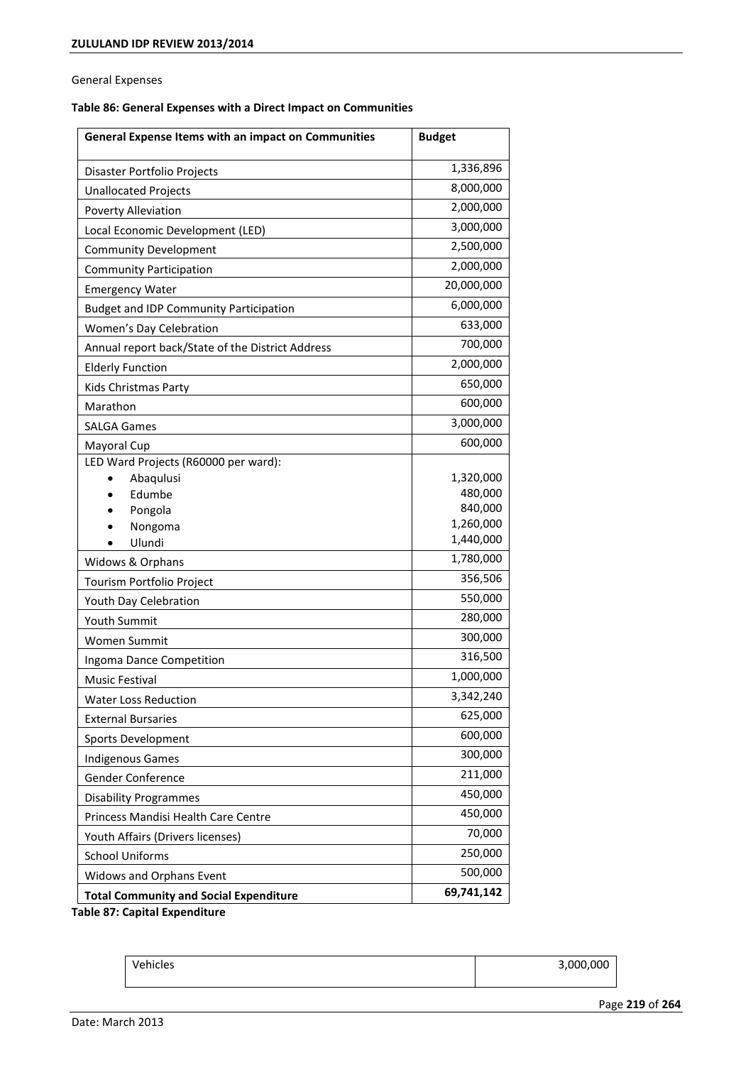General Expenses

**Table 86: General Expenses with a Direct Impact on Communities**

| General Expense Items with an impact on Communities | Budget |
|---|---|
| Disaster Portfolio Projects | 1,336,896 |
| Unallocated Projects | 8,000,000 |
| Poverty Alleviation | 2,000,000 |
| Local Economic Development (LED) | 3,000,000 |
| Community Development | 2,500,000 |
| Community Participation | 2,000,000 |
| Emergency Water | 20,000,000 |
| Budget and IDP Community Participation | 6,000,000 |
| Women's Day Celebration | 633,000 |
| Annual report back/State of the District Address | 700,000 |
| Elderly Function | 2,000,000 |
| Kids Christmas Party | 650,000 |
| Marathon | 600,000 |
| SALGA Games | 3,000,000 |
| Mayoral Cup | 600,000 |
| LED Ward Projects (R60000 per ward): | |
| • Abaqulusi | 1,320,000 |
| • Edumbe | 480,000 |
| • Pongola | 840,000 |
| • Nongoma | 1,260,000 |
| • Ulundi | 1,440,000 |
| Widows & Orphans | 1,780,000 |
| Tourism Portfolio Project | 356,506 |
| Youth Day Celebration | 550,000 |
| Youth Summit | 280,000 |
| Women Summit | 300,000 |
| Ingoma Dance Competition | 316,500 |
| Music Festival | 1,000,000 |
| Water Loss Reduction | 3,342,240 |
| External Bursaries | 625,000 |
| Sports Development | 600,000 |
| Indigenous Games | 300,000 |
| Gender Conference | 211,000 |
| Disability Programmes | 450,000 |
| Princess Mandisi Health Care Centre | 450,000 |
| Youth Affairs (Drivers licenses) | 70,000 |
| School Uniforms | 250,000 |
| Widows and Orphans Event | 500,000 |
| **Total Community and Social Expenditure** | **69,741,142** |

**Table 87: Capital Expenditure**

| | |
|---|---|
| Vehicles | 3,000,000 |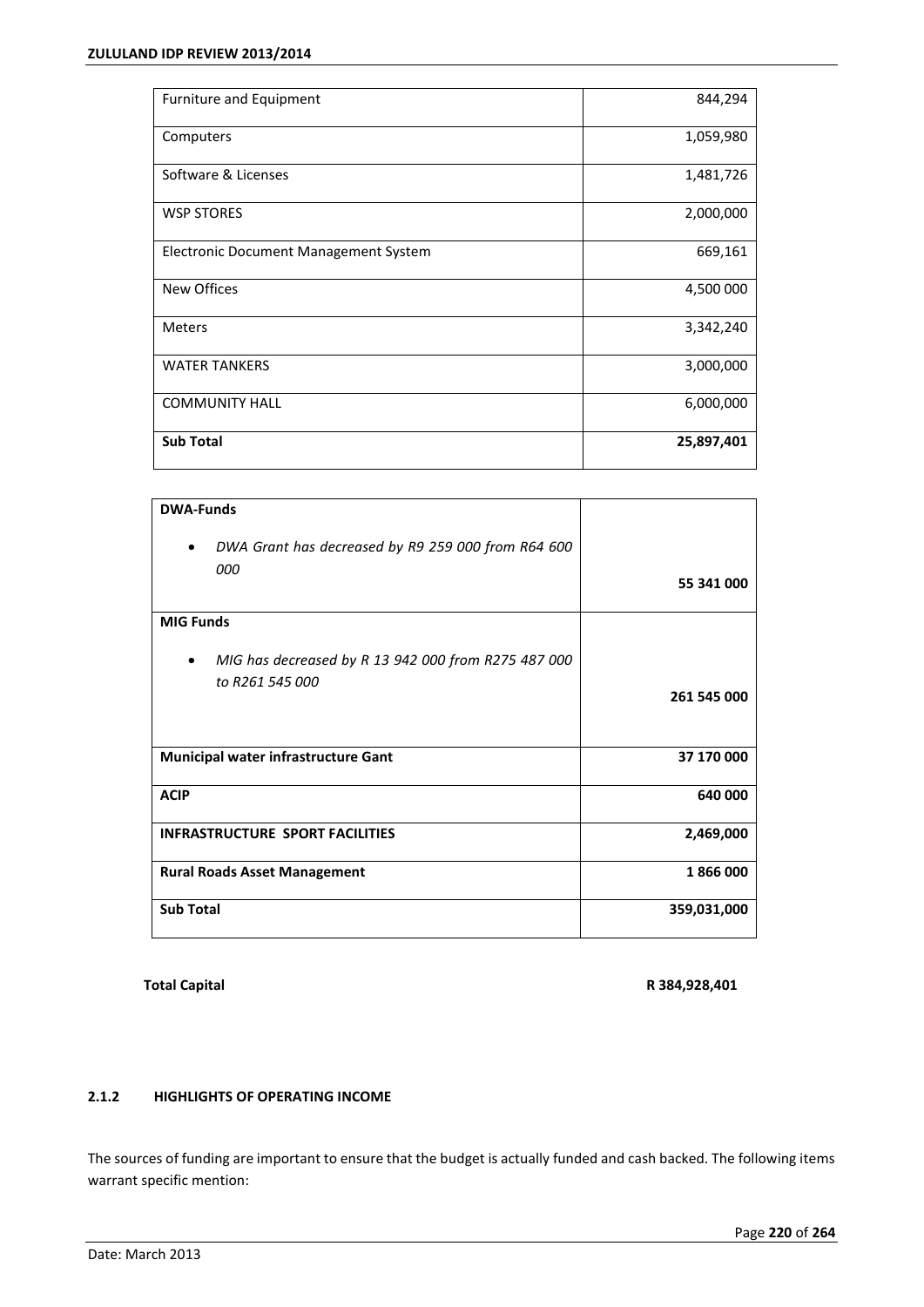| | |
|---|---|
| Furniture and Equipment | 844,294 |
| Computers | 1,059,980 |
| Software & Licenses | 1,481,726 |
| WSP STORES | 2,000,000 |
| Electronic Document Management System | 669,161 |
| New Offices | 4,500 000 |
| Meters | 3,342,240 |
| WATER TANKERS | 3,000,000 |
| COMMUNITY HALL | 6,000,000 |
| **Sub Total** | **25,897,401** |

| | |
|---|---|
| **DWA-Funds**<br>• *DWA Grant has decreased by R9 259 000 from R64 600 000* | **55 341 000** |
| **MIG Funds**<br>• *MIG has decreased by R 13 942 000 from R275 487 000 to R261 545 000* | **261 545 000** |
| **Municipal water infrastructure Gant** | **37 170 000** |
| **ACIP** | **640 000** |
| **INFRASTRUCTURE SPORT FACILITIES** | **2,469,000** |
| **Rural Roads Asset Management** | **1 866 000** |
| **Sub Total** | **359,031,000** |

**Total Capital** **R 384,928,401**

#### 2.1.2 HIGHLIGHTS OF OPERATING INCOME

The sources of funding are important to ensure that the budget is actually funded and cash backed. The following items warrant specific mention: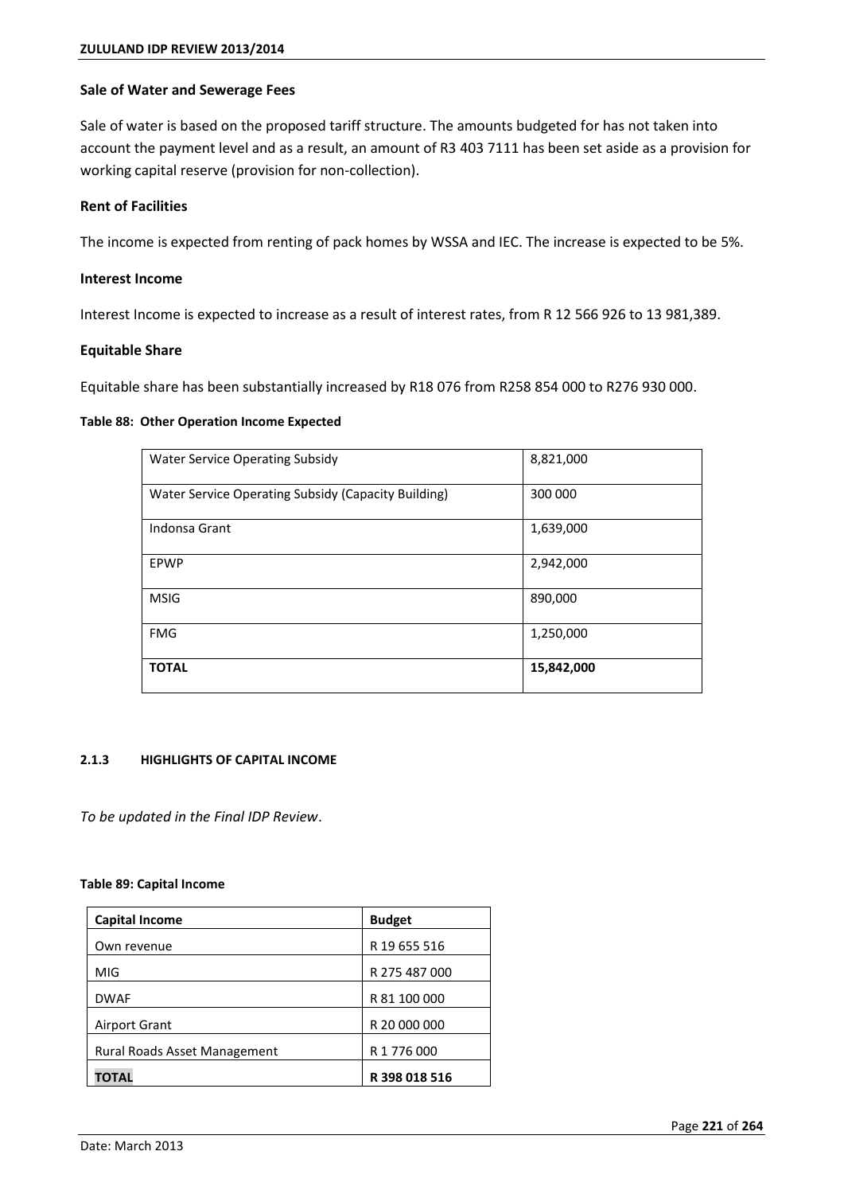### Sale of Water and Sewerage Fees

Sale of water is based on the proposed tariff structure. The amounts budgeted for has not taken into account the payment level and as a result, an amount of R3 403 7111 has been set aside as a provision for working capital reserve (provision for non-collection).

### Rent of Facilities

The income is expected from renting of pack homes by WSSA and IEC. The increase is expected to be 5%.

### Interest Income

Interest Income is expected to increase as a result of interest rates, from R 12 566 926 to 13 981,389.

### Equitable Share

Equitable share has been substantially increased by R18 076 from R258 854 000 to R276 930 000.

**Table 88: Other Operation Income Expected**

| | |
|---|---|
| Water Service Operating Subsidy | 8,821,000 |
| Water Service Operating Subsidy (Capacity Building) | 300 000 |
| Indonsa Grant | 1,639,000 |
| EPWP | 2,942,000 |
| MSIG | 890,000 |
| FMG | 1,250,000 |
| **TOTAL** | **15,842,000** |

#### 2.1.3 HIGHLIGHTS OF CAPITAL INCOME

*To be updated in the Final IDP Review*.

**Table 89: Capital Income**

| **Capital Income** | **Budget** |
|---|---|
| Own revenue | R 19 655 516 |
| MIG | R 275 487 000 |
| DWAF | R 81 100 000 |
| Airport Grant | R 20 000 000 |
| Rural Roads Asset Management | R 1 776 000 |
| **TOTAL** | **R 398 018 516** |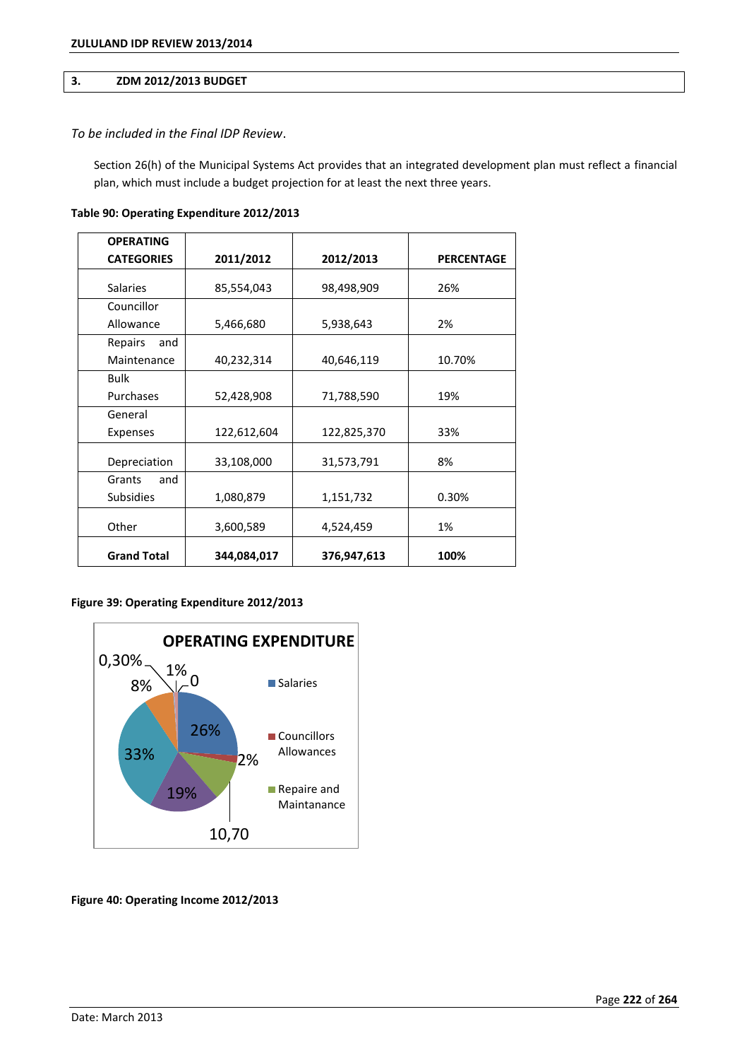## 3. ZDM 2012/2013 BUDGET

*To be included in the Final IDP Review*.

Section 26(h) of the Municipal Systems Act provides that an integrated development plan must reflect a financial plan, which must include a budget projection for at least the next three years.

**Table 90: Operating Expenditure 2012/2013**

| OPERATING CATEGORIES | 2011/2012 | 2012/2013 | PERCENTAGE |
|---|---|---|---|
| Salaries | 85,554,043 | 98,498,909 | 26% |
| Councillor Allowance | 5,466,680 | 5,938,643 | 2% |
| Repairs and Maintenance | 40,232,314 | 40,646,119 | 10.70% |
| Bulk Purchases | 52,428,908 | 71,788,590 | 19% |
| General Expenses | 122,612,604 | 122,825,370 | 33% |
| Depreciation | 33,108,000 | 31,573,791 | 8% |
| Grants and Subsidies | 1,080,879 | 1,151,732 | 0.30% |
| Other | 3,600,589 | 4,524,459 | 1% |
| **Grand Total** | **344,084,017** | **376,947,613** | **100%** |

**Figure 39: Operating Expenditure 2012/2013**

**Figure 40: Operating Income 2012/2013**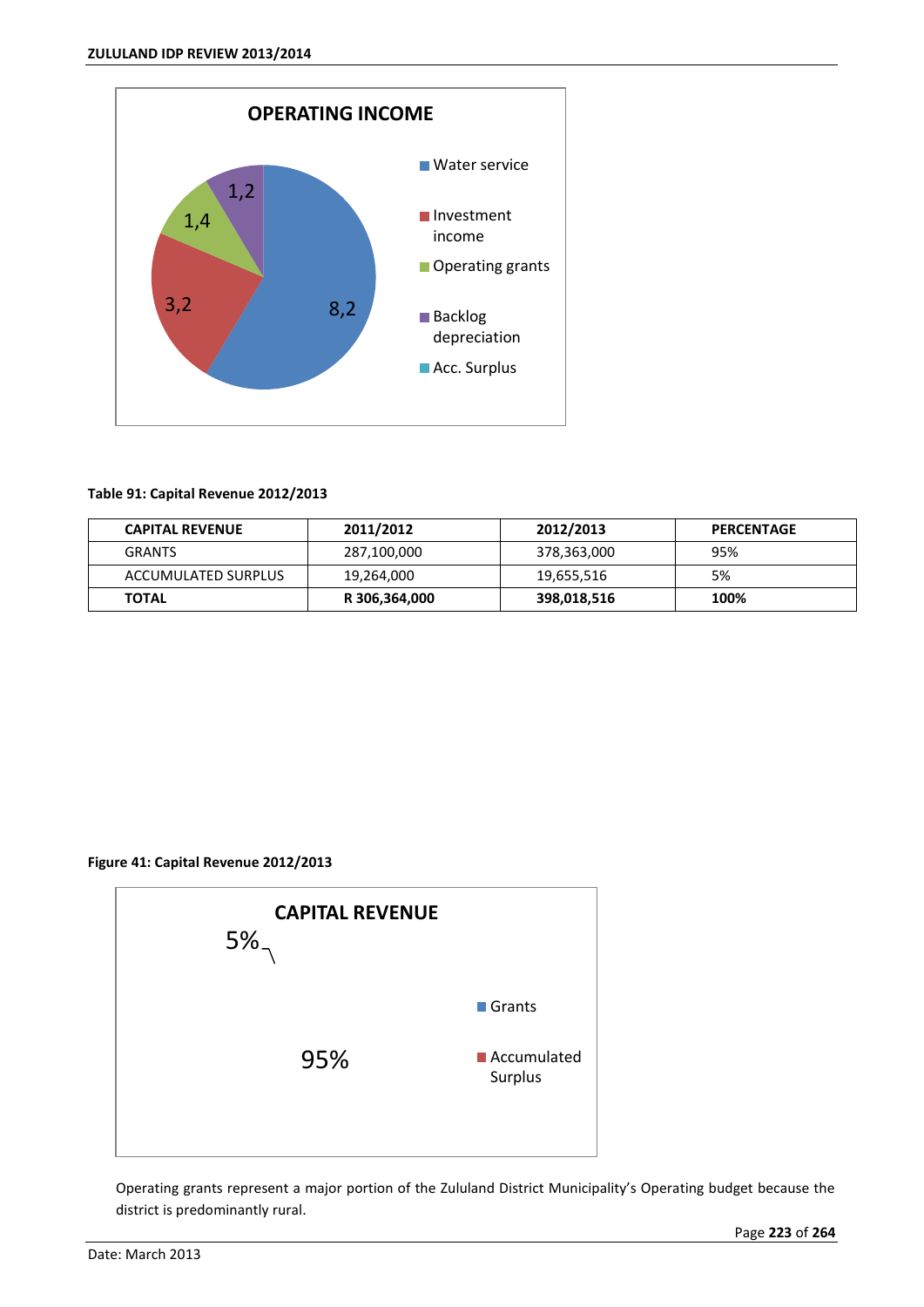**OPERATING INCOME**

- Water service: 8,2
- Investment income: 3,2
- Operating grants: 1,4
- Backlog depreciation: 1,2
- Acc. Surplus

**Table 91: Capital Revenue 2012/2013**

| CAPITAL REVENUE | 2011/2012 | 2012/2013 | PERCENTAGE |
|---|---|---|---|
| GRANTS | 287,100,000 | 378,363,000 | 95% |
| ACCUMULATED SURPLUS | 19,264,000 | 19,655,516 | 5% |
| **TOTAL** | **R 306,364,000** | **398,018,516** | **100%** |

**Figure 41: Capital Revenue 2012/2013**

**CAPITAL REVENUE**

- Grants: 95%
- Accumulated Surplus: 5%

Operating grants represent a major portion of the Zululand District Municipality's Operating budget because the district is predominantly rural.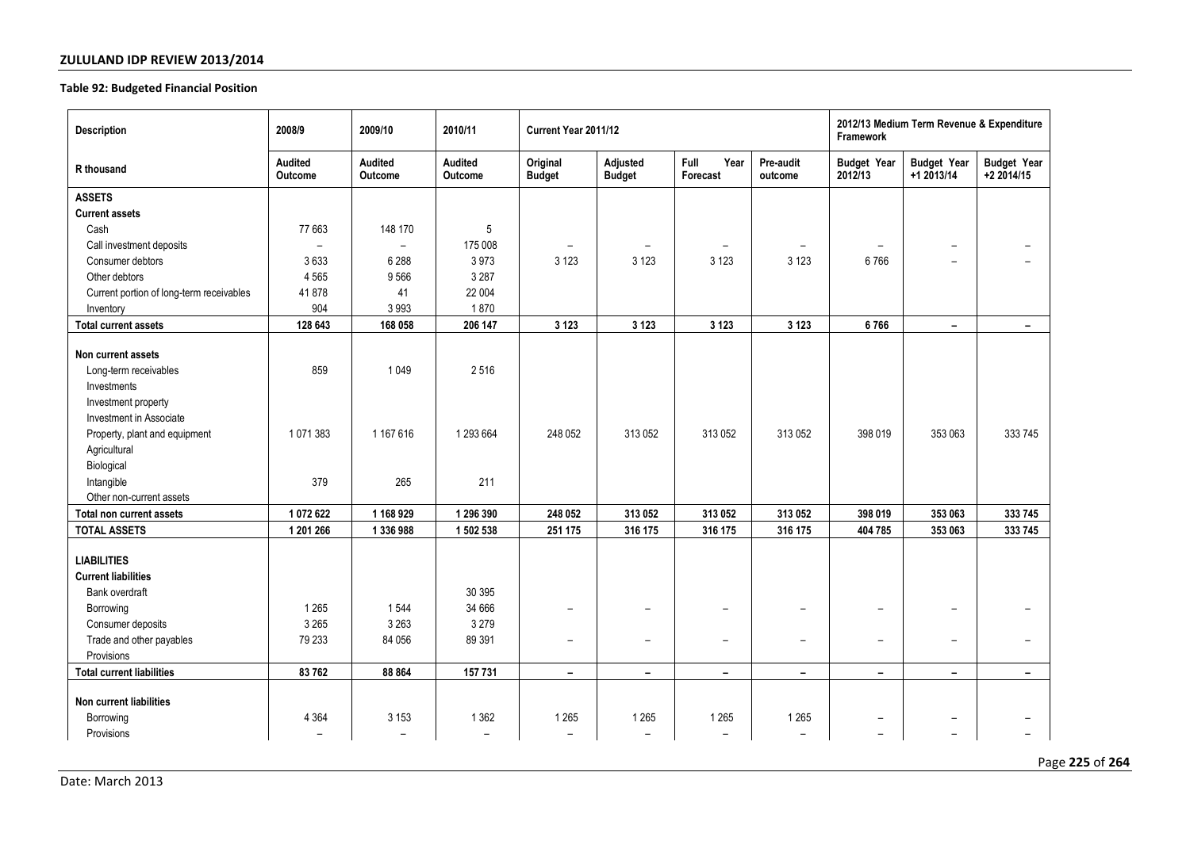**Table 92: Budgeted Financial Position**

| Description | 2008/9 | 2009/10 | 2010/11 | Current Year 2011/12 | | | | 2012/13 Medium Term Revenue & Expenditure Framework | | |
|---|---|---|---|---|---|---|---|---|---|---|
| R thousand | Audited Outcome | Audited Outcome | Audited Outcome | Original Budget | Adjusted Budget | Full Year Forecast | Pre-audit outcome | Budget Year 2012/13 | Budget Year +1 2013/14 | Budget Year +2 2014/15 |
| **ASSETS** | | | | | | | | | | |
| **Current assets** | | | | | | | | | | |
| Cash | 77 663 | 148 170 | 5 | | | | | | | |
| Call investment deposits | – | – | 175 008 | – | – | – | – | – | – | – |
| Consumer debtors | 3 633 | 6 288 | 3 973 | 3 123 | 3 123 | 3 123 | 3 123 | 6 766 | – | – |
| Other debtors | 4 565 | 9 566 | 3 287 | | | | | | | |
| Current portion of long-term receivables | 41 878 | 41 | 22 004 | | | | | | | |
| Inventory | 904 | 3 993 | 1 870 | | | | | | | |
| **Total current assets** | **128 643** | **168 058** | **206 147** | **3 123** | **3 123** | **3 123** | **3 123** | **6 766** | **–** | **–** |
| **Non current assets** | | | | | | | | | | |
| Long-term receivables | 859 | 1 049 | 2 516 | | | | | | | |
| Investments | | | | | | | | | | |
| Investment property | | | | | | | | | | |
| Investment in Associate | | | | | | | | | | |
| Property, plant and equipment | 1 071 383 | 1 167 616 | 1 293 664 | 248 052 | 313 052 | 313 052 | 313 052 | 398 019 | 353 063 | 333 745 |
| Agricultural | | | | | | | | | | |
| Biological | | | | | | | | | | |
| Intangible | 379 | 265 | 211 | | | | | | | |
| Other non-current assets | | | | | | | | | | |
| **Total non current assets** | **1 072 622** | **1 168 929** | **1 296 390** | **248 052** | **313 052** | **313 052** | **313 052** | **398 019** | **353 063** | **333 745** |
| **TOTAL ASSETS** | **1 201 266** | **1 336 988** | **1 502 538** | **251 175** | **316 175** | **316 175** | **316 175** | **404 785** | **353 063** | **333 745** |
| **LIABILITIES** | | | | | | | | | | |
| **Current liabilities** | | | | | | | | | | |
| Bank overdraft | | | 30 395 | | | | | | | |
| Borrowing | 1 265 | 1 544 | 34 666 | – | – | – | – | – | – | – |
| Consumer deposits | 3 265 | 3 263 | 3 279 | | | | | | | |
| Trade and other payables | 79 233 | 84 056 | 89 391 | – | – | – | – | – | – | – |
| Provisions | | | | | | | | | | |
| **Total current liabilities** | **83 762** | **88 864** | **157 731** | **–** | **–** | **–** | **–** | **–** | **–** | **–** |
| **Non current liabilities** | | | | | | | | | | |
| Borrowing | 4 364 | 3 153 | 1 362 | 1 265 | 1 265 | 1 265 | 1 265 | – | – | – |
| Provisions | – | – | – | – | – | – | – | – | – | – |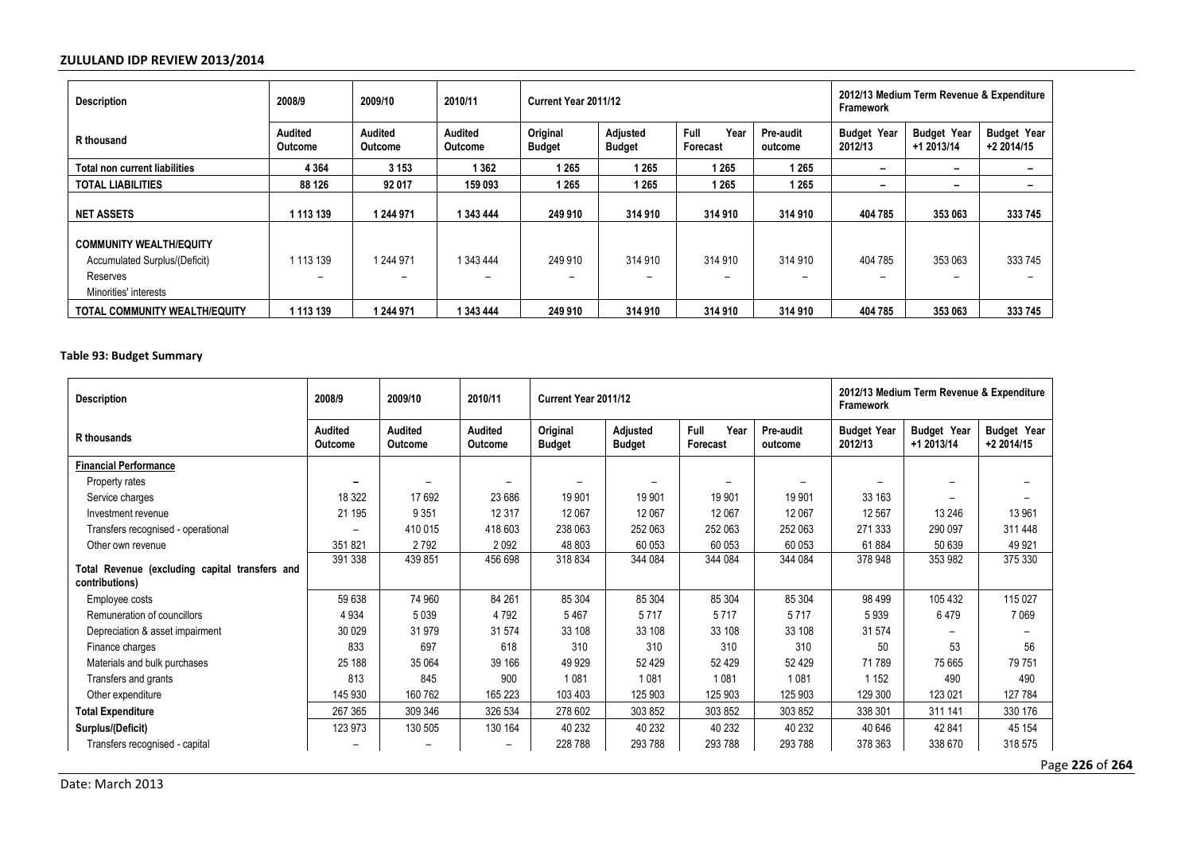| Description | 2008/9 | 2009/10 | 2010/11 | Current Year 2011/12 | | | | 2012/13 Medium Term Revenue & Expenditure Framework | | |
|---|---|---|---|---|---|---|---|---|---|---|
| R thousand | Audited Outcome | Audited Outcome | Audited Outcome | Original Budget | Adjusted Budget | Full Year Forecast | Pre-audit outcome | Budget Year 2012/13 | Budget Year +1 2013/14 | Budget Year +2 2014/15 |
| **Total non current liabilities** | **4 364** | **3 153** | **1 362** | **1 265** | **1 265** | **1 265** | **1 265** | **–** | **–** | **–** |
| **TOTAL LIABILITIES** | **88 126** | **92 017** | **159 093** | **1 265** | **1 265** | **1 265** | **1 265** | **–** | **–** | **–** |
| **NET ASSETS** | **1 113 139** | **1 244 971** | **1 343 444** | **249 910** | **314 910** | **314 910** | **314 910** | **404 785** | **353 063** | **333 745** |
| **COMMUNITY WEALTH/EQUITY** | | | | | | | | | | |
| Accumulated Surplus/(Deficit) | 1 113 139 | 1 244 971 | 1 343 444 | 249 910 | 314 910 | 314 910 | 314 910 | 404 785 | 353 063 | 333 745 |
| Reserves | – | – | – | – | – | – | – | – | – | – |
| Minorities' interests | | | | | | | | | | |
| **TOTAL COMMUNITY WEALTH/EQUITY** | **1 113 139** | **1 244 971** | **1 343 444** | **249 910** | **314 910** | **314 910** | **314 910** | **404 785** | **353 063** | **333 745** |

#### Table 93: Budget Summary

| Description | 2008/9 | 2009/10 | 2010/11 | Current Year 2011/12 | | | | 2012/13 Medium Term Revenue & Expenditure Framework | | |
|---|---|---|---|---|---|---|---|---|---|---|
| R thousands | Audited Outcome | Audited Outcome | Audited Outcome | Original Budget | Adjusted Budget | Full Year Forecast | Pre-audit outcome | Budget Year 2012/13 | Budget Year +1 2013/14 | Budget Year +2 2014/15 |
| **Financial Performance** | | | | | | | | | | |
| Property rates | – | – | – | – | – | – | – | – | – | – |
| Service charges | 18 322 | 17 692 | 23 686 | 19 901 | 19 901 | 19 901 | 19 901 | 33 163 | – | – |
| Investment revenue | 21 195 | 9 351 | 12 317 | 12 067 | 12 067 | 12 067 | 12 067 | 12 567 | 13 246 | 13 961 |
| Transfers recognised - operational | – | 410 015 | 418 603 | 238 063 | 252 063 | 252 063 | 252 063 | 271 333 | 290 097 | 311 448 |
| Other own revenue | 351 821 | 2 792 | 2 092 | 48 803 | 60 053 | 60 053 | 60 053 | 61 884 | 50 639 | 49 921 |
| **Total Revenue (excluding capital transfers and contributions)** | 391 338 | 439 851 | 456 698 | 318 834 | 344 084 | 344 084 | 344 084 | 378 948 | 353 982 | 375 330 |
| Employee costs | 59 638 | 74 960 | 84 261 | 85 304 | 85 304 | 85 304 | 85 304 | 98 499 | 105 432 | 115 027 |
| Remuneration of councillors | 4 934 | 5 039 | 4 792 | 5 467 | 5 717 | 5 717 | 5 717 | 5 939 | 6 479 | 7 069 |
| Depreciation & asset impairment | 30 029 | 31 979 | 31 574 | 33 108 | 33 108 | 33 108 | 33 108 | 31 574 | – | – |
| Finance charges | 833 | 697 | 618 | 310 | 310 | 310 | 310 | 50 | 53 | 56 |
| Materials and bulk purchases | 25 188 | 35 064 | 39 166 | 49 929 | 52 429 | 52 429 | 52 429 | 71 789 | 75 665 | 79 751 |
| Transfers and grants | 813 | 845 | 900 | 1 081 | 1 081 | 1 081 | 1 081 | 1 152 | 490 | 490 |
| Other expenditure | 145 930 | 160 762 | 165 223 | 103 403 | 125 903 | 125 903 | 125 903 | 129 300 | 123 021 | 127 784 |
| **Total Expenditure** | 267 365 | 309 346 | 326 534 | 278 602 | 303 852 | 303 852 | 303 852 | 338 301 | 311 141 | 330 176 |
| **Surplus/(Deficit)** | 123 973 | 130 505 | 130 164 | 40 232 | 40 232 | 40 232 | 40 232 | 40 646 | 42 841 | 45 154 |
| Transfers recognised - capital | – | – | – | 228 788 | 293 788 | 293 788 | 293 788 | 378 363 | 338 670 | 318 575 |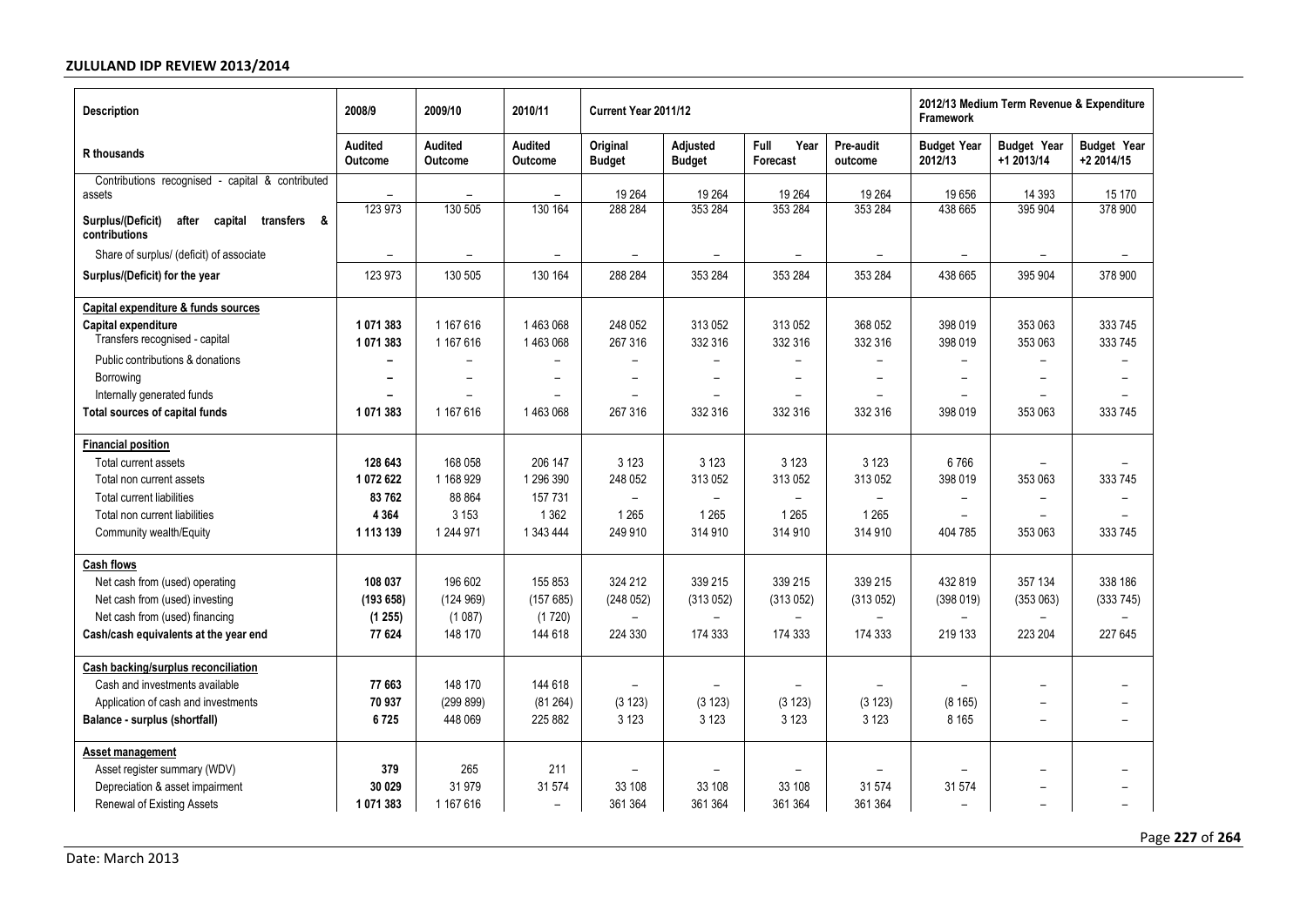| Description | 2008/9 | 2009/10 | 2010/11 | Current Year 2011/12 | | | | 2012/13 Medium Term Revenue & Expenditure Framework | | |
|---|---|---|---|---|---|---|---|---|---|---|
| R thousands | Audited Outcome | Audited Outcome | Audited Outcome | Original Budget | Adjusted Budget | Full Year Forecast | Pre-audit outcome | Budget Year 2012/13 | Budget Year +1 2013/14 | Budget Year +2 2014/15 |
| Contributions recognised - capital & contributed assets | – | – | – | 19 264 | 19 264 | 19 264 | 19 264 | 19 656 | 14 393 | 15 170 |
| **Surplus/(Deficit) after capital transfers & contributions** | 123 973 | 130 505 | 130 164 | 288 284 | 353 284 | 353 284 | 353 284 | 438 665 | 395 904 | 378 900 |
| Share of surplus/ (deficit) of associate | – | – | – | – | – | – | – | – | – | – |
| **Surplus/(Deficit) for the year** | 123 973 | 130 505 | 130 164 | 288 284 | 353 284 | 353 284 | 353 284 | 438 665 | 395 904 | 378 900 |
| **Capital expenditure & funds sources** | | | | | | | | | | |
| **Capital expenditure** | **1 071 383** | 1 167 616 | 1 463 068 | 248 052 | 313 052 | 313 052 | 368 052 | 398 019 | 353 063 | 333 745 |
| Transfers recognised - capital | **1 071 383** | 1 167 616 | 1 463 068 | 267 316 | 332 316 | 332 316 | 332 316 | 398 019 | 353 063 | 333 745 |
| Public contributions & donations | **–** | – | – | – | – | – | – | – | – | – |
| Borrowing | **–** | – | – | – | – | – | – | – | – | – |
| Internally generated funds | **–** | – | – | – | – | – | – | – | – | – |
| **Total sources of capital funds** | **1 071 383** | 1 167 616 | 1 463 068 | 267 316 | 332 316 | 332 316 | 332 316 | 398 019 | 353 063 | 333 745 |
| **Financial position** | | | | | | | | | | |
| Total current assets | **128 643** | 168 058 | 206 147 | 3 123 | 3 123 | 3 123 | 3 123 | 6 766 | – | – |
| Total non current assets | **1 072 622** | 1 168 929 | 1 296 390 | 248 052 | 313 052 | 313 052 | 313 052 | 398 019 | 353 063 | 333 745 |
| Total current liabilities | **83 762** | 88 864 | 157 731 | – | – | – | – | – | – | – |
| Total non current liabilities | **4 364** | 3 153 | 1 362 | 1 265 | 1 265 | 1 265 | 1 265 | – | – | – |
| Community wealth/Equity | **1 113 139** | 1 244 971 | 1 343 444 | 249 910 | 314 910 | 314 910 | 314 910 | 404 785 | 353 063 | 333 745 |
| **Cash flows** | | | | | | | | | | |
| Net cash from (used) operating | **108 037** | 196 602 | 155 853 | 324 212 | 339 215 | 339 215 | 339 215 | 432 819 | 357 134 | 338 186 |
| Net cash from (used) investing | **(193 658)** | (124 969) | (157 685) | (248 052) | (313 052) | (313 052) | (313 052) | (398 019) | (353 063) | (333 745) |
| Net cash from (used) financing | **(1 255)** | (1 087) | (1 720) | – | – | – | – | – | – | – |
| **Cash/cash equivalents at the year end** | **77 624** | 148 170 | 144 618 | 224 330 | 174 333 | 174 333 | 174 333 | 219 133 | 223 204 | 227 645 |
| **Cash backing/surplus reconciliation** | | | | | | | | | | |
| Cash and investments available | **77 663** | 148 170 | 144 618 | – | – | – | – | – | – | – |
| Application of cash and investments | **70 937** | (299 899) | (81 264) | (3 123) | (3 123) | (3 123) | (3 123) | (8 165) | – | – |
| **Balance - surplus (shortfall)** | **6 725** | 448 069 | 225 882 | 3 123 | 3 123 | 3 123 | 3 123 | 8 165 | – | – |
| **Asset management** | | | | | | | | | | |
| Asset register summary (WDV) | **379** | 265 | 211 | – | – | – | – | – | – | – |
| Depreciation & asset impairment | **30 029** | 31 979 | 31 574 | 33 108 | 33 108 | 33 108 | 31 574 | 31 574 | – | – |
| Renewal of Existing Assets | **1 071 383** | 1 167 616 | – | 361 364 | 361 364 | 361 364 | 361 364 | – | – | – |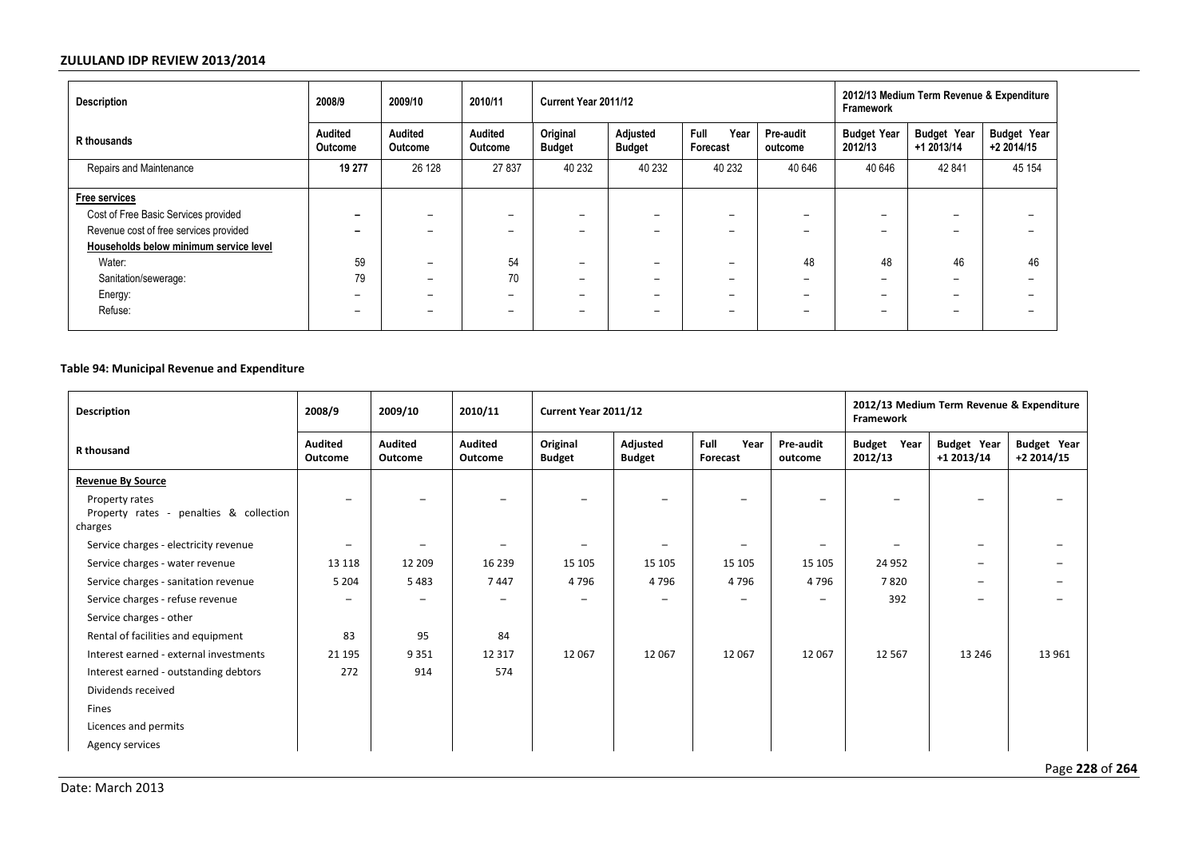| Description | 2008/9 | 2009/10 | 2010/11 | Current Year 2011/12 | | | | 2012/13 Medium Term Revenue & Expenditure Framework | | |
|---|---|---|---|---|---|---|---|---|---|---|
| R thousands | Audited Outcome | Audited Outcome | Audited Outcome | Original Budget | Adjusted Budget | Full Year Forecast | Pre-audit outcome | Budget Year 2012/13 | Budget Year +1 2013/14 | Budget Year +2 2014/15 |
| Repairs and Maintenance | **19 277** | 26 128 | 27 837 | 40 232 | 40 232 | 40 232 | 40 646 | 40 646 | 42 841 | 45 154 |
| **Free services** | | | | | | | | | | |
| Cost of Free Basic Services provided | – | – | – | – | – | – | – | – | – | – |
| Revenue cost of free services provided | – | – | – | – | – | – | – | – | – | – |
| **Households below minimum service level** | | | | | | | | | | |
| Water: | 59 | – | 54 | – | – | – | 48 | 48 | 46 | 46 |
| Sanitation/sewerage: | 79 | – | 70 | – | – | – | – | – | – | – |
| Energy: | – | – | – | – | – | – | – | – | – | – |
| Refuse: | – | – | – | – | – | – | – | – | – | – |

**Table 94: Municipal Revenue and Expenditure**

| Description | 2008/9 | 2009/10 | 2010/11 | Current Year 2011/12 | | | | 2012/13 Medium Term Revenue & Expenditure Framework | | |
|---|---|---|---|---|---|---|---|---|---|---|
| R thousand | Audited Outcome | Audited Outcome | Audited Outcome | Original Budget | Adjusted Budget | Full Year Forecast | Pre-audit outcome | Budget Year 2012/13 | Budget Year +1 2013/14 | Budget Year +2 2014/15 |
| **Revenue By Source** | | | | | | | | | | |
| Property rates<br>Property rates - penalties & collection charges | – | – | – | – | – | – | – | – | – | – |
| Service charges - electricity revenue | – | – | – | – | – | – | – | – | – | – |
| Service charges - water revenue | 13 118 | 12 209 | 16 239 | 15 105 | 15 105 | 15 105 | 15 105 | 24 952 | – | – |
| Service charges - sanitation revenue | 5 204 | 5 483 | 7 447 | 4 796 | 4 796 | 4 796 | 4 796 | 7 820 | – | – |
| Service charges - refuse revenue | – | – | – | – | – | – | – | 392 | – | – |
| Service charges - other | | | | | | | | | | |
| Rental of facilities and equipment | 83 | 95 | 84 | | | | | | | |
| Interest earned - external investments | 21 195 | 9 351 | 12 317 | 12 067 | 12 067 | 12 067 | 12 067 | 12 567 | 13 246 | 13 961 |
| Interest earned - outstanding debtors | 272 | 914 | 574 | | | | | | | |
| Dividends received | | | | | | | | | | |
| Fines | | | | | | | | | | |
| Licences and permits | | | | | | | | | | |
| Agency services | | | | | | | | | | |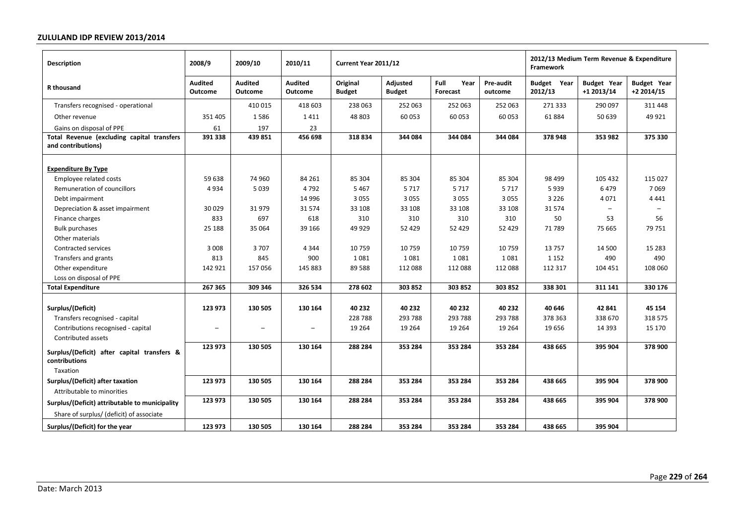| Description | 2008/9 | 2009/10 | 2010/11 | Current Year 2011/12 | | | | 2012/13 Medium Term Revenue & Expenditure Framework | | |
|---|---|---|---|---|---|---|---|---|---|---|
| R thousand | Audited Outcome | Audited Outcome | Audited Outcome | Original Budget | Adjusted Budget | Full Year Forecast | Pre-audit outcome | Budget Year 2012/13 | Budget Year +1 2013/14 | Budget Year +2 2014/15 |
| Transfers recognised - operational | | 410 015 | 418 603 | 238 063 | 252 063 | 252 063 | 252 063 | 271 333 | 290 097 | 311 448 |
| Other revenue | 351 405 | 1 586 | 1 411 | 48 803 | 60 053 | 60 053 | 60 053 | 61 884 | 50 639 | 49 921 |
| Gains on disposal of PPE | 61 | 197 | 23 | | | | | | | |
| **Total Revenue (excluding capital transfers and contributions)** | **391 338** | **439 851** | **456 698** | **318 834** | **344 084** | **344 084** | **344 084** | **378 948** | **353 982** | **375 330** |
| | | | | | | | | | | |
| **Expenditure By Type** | | | | | | | | | | |
| Employee related costs | 59 638 | 74 960 | 84 261 | 85 304 | 85 304 | 85 304 | 85 304 | 98 499 | 105 432 | 115 027 |
| Remuneration of councillors | 4 934 | 5 039 | 4 792 | 5 467 | 5 717 | 5 717 | 5 717 | 5 939 | 6 479 | 7 069 |
| Debt impairment | | | 14 996 | 3 055 | 3 055 | 3 055 | 3 055 | 3 226 | 4 071 | 4 441 |
| Depreciation & asset impairment | 30 029 | 31 979 | 31 574 | 33 108 | 33 108 | 33 108 | 33 108 | 31 574 | – | – |
| Finance charges | 833 | 697 | 618 | 310 | 310 | 310 | 310 | 50 | 53 | 56 |
| Bulk purchases | 25 188 | 35 064 | 39 166 | 49 929 | 52 429 | 52 429 | 52 429 | 71 789 | 75 665 | 79 751 |
| Other materials | | | | | | | | | | |
| Contracted services | 3 008 | 3 707 | 4 344 | 10 759 | 10 759 | 10 759 | 10 759 | 13 757 | 14 500 | 15 283 |
| Transfers and grants | 813 | 845 | 900 | 1 081 | 1 081 | 1 081 | 1 081 | 1 152 | 490 | 490 |
| Other expenditure | 142 921 | 157 056 | 145 883 | 89 588 | 112 088 | 112 088 | 112 088 | 112 317 | 104 451 | 108 060 |
| Loss on disposal of PPE | | | | | | | | | | |
| **Total Expenditure** | **267 365** | **309 346** | **326 534** | **278 602** | **303 852** | **303 852** | **303 852** | **338 301** | **311 141** | **330 176** |
| | | | | | | | | | | |
| **Surplus/(Deficit)** | **123 973** | **130 505** | **130 164** | **40 232** | **40 232** | **40 232** | **40 232** | **40 646** | **42 841** | **45 154** |
| Transfers recognised - capital | | | | 228 788 | 293 788 | 293 788 | 293 788 | 378 363 | 338 670 | 318 575 |
| Contributions recognised - capital | – | – | – | 19 264 | 19 264 | 19 264 | 19 264 | 19 656 | 14 393 | 15 170 |
| Contributed assets | | | | | | | | | | |
| **Surplus/(Deficit) after capital transfers & contributions** | **123 973** | **130 505** | **130 164** | **288 284** | **353 284** | **353 284** | **353 284** | **438 665** | **395 904** | **378 900** |
| Taxation | | | | | | | | | | |
| **Surplus/(Deficit) after taxation** | **123 973** | **130 505** | **130 164** | **288 284** | **353 284** | **353 284** | **353 284** | **438 665** | **395 904** | **378 900** |
| Attributable to minorities | | | | | | | | | | |
| **Surplus/(Deficit) attributable to municipality** | **123 973** | **130 505** | **130 164** | **288 284** | **353 284** | **353 284** | **353 284** | **438 665** | **395 904** | **378 900** |
| Share of surplus/ (deficit) of associate | | | | | | | | | | |
| **Surplus/(Deficit) for the year** | **123 973** | **130 505** | **130 164** | **288 284** | **353 284** | **353 284** | **353 284** | **438 665** | **395 904** | |

Date: March 2013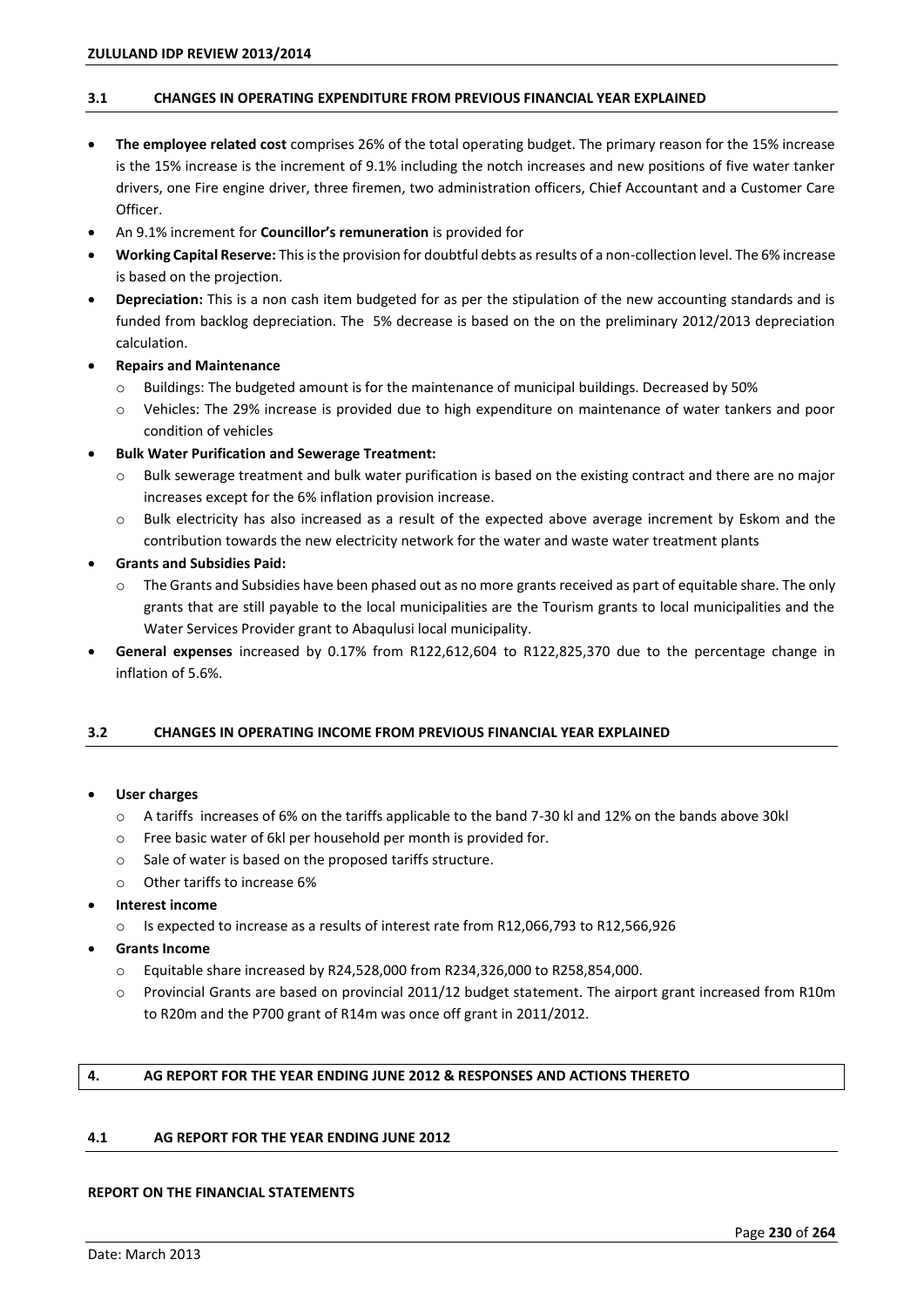### 3.1 CHANGES IN OPERATING EXPENDITURE FROM PREVIOUS FINANCIAL YEAR EXPLAINED

- **The employee related cost** comprises 26% of the total operating budget. The primary reason for the 15% increase is the 15% increase is the increment of 9.1% including the notch increases and new positions of five water tanker drivers, one Fire engine driver, three firemen, two administration officers, Chief Accountant and a Customer Care Officer.
- An 9.1% increment for **Councillor's remuneration** is provided for
- **Working Capital Reserve:** This is the provision for doubtful debts as results of a non-collection level. The 6% increase is based on the projection.
- **Depreciation:** This is a non cash item budgeted for as per the stipulation of the new accounting standards and is funded from backlog depreciation. The 5% decrease is based on the on the preliminary 2012/2013 depreciation calculation.
- **Repairs and Maintenance**
  - Buildings: The budgeted amount is for the maintenance of municipal buildings. Decreased by 50%
  - Vehicles: The 29% increase is provided due to high expenditure on maintenance of water tankers and poor condition of vehicles
- **Bulk Water Purification and Sewerage Treatment:**
  - Bulk sewerage treatment and bulk water purification is based on the existing contract and there are no major increases except for the 6% inflation provision increase.
  - Bulk electricity has also increased as a result of the expected above average increment by Eskom and the contribution towards the new electricity network for the water and waste water treatment plants
- **Grants and Subsidies Paid:**
  - The Grants and Subsidies have been phased out as no more grants received as part of equitable share. The only grants that are still payable to the local municipalities are the Tourism grants to local municipalities and the Water Services Provider grant to Abaqulusi local municipality.
- **General expenses** increased by 0.17% from R122,612,604 to R122,825,370 due to the percentage change in inflation of 5.6%.

### 3.2 CHANGES IN OPERATING INCOME FROM PREVIOUS FINANCIAL YEAR EXPLAINED

- **User charges**
  - A tariffs increases of 6% on the tariffs applicable to the band 7-30 kl and 12% on the bands above 30kl
  - Free basic water of 6kl per household per month is provided for.
  - Sale of water is based on the proposed tariffs structure.
  - Other tariffs to increase 6%
- **Interest income**
  - Is expected to increase as a results of interest rate from R12,066,793 to R12,566,926
- **Grants Income**
  - Equitable share increased by R24,528,000 from R234,326,000 to R258,854,000.
  - Provincial Grants are based on provincial 2011/12 budget statement. The airport grant increased from R10m to R20m and the P700 grant of R14m was once off grant in 2011/2012.

## 4. AG REPORT FOR THE YEAR ENDING JUNE 2012 & RESPONSES AND ACTIONS THERETO

### 4.1 AG REPORT FOR THE YEAR ENDING JUNE 2012

**REPORT ON THE FINANCIAL STATEMENTS**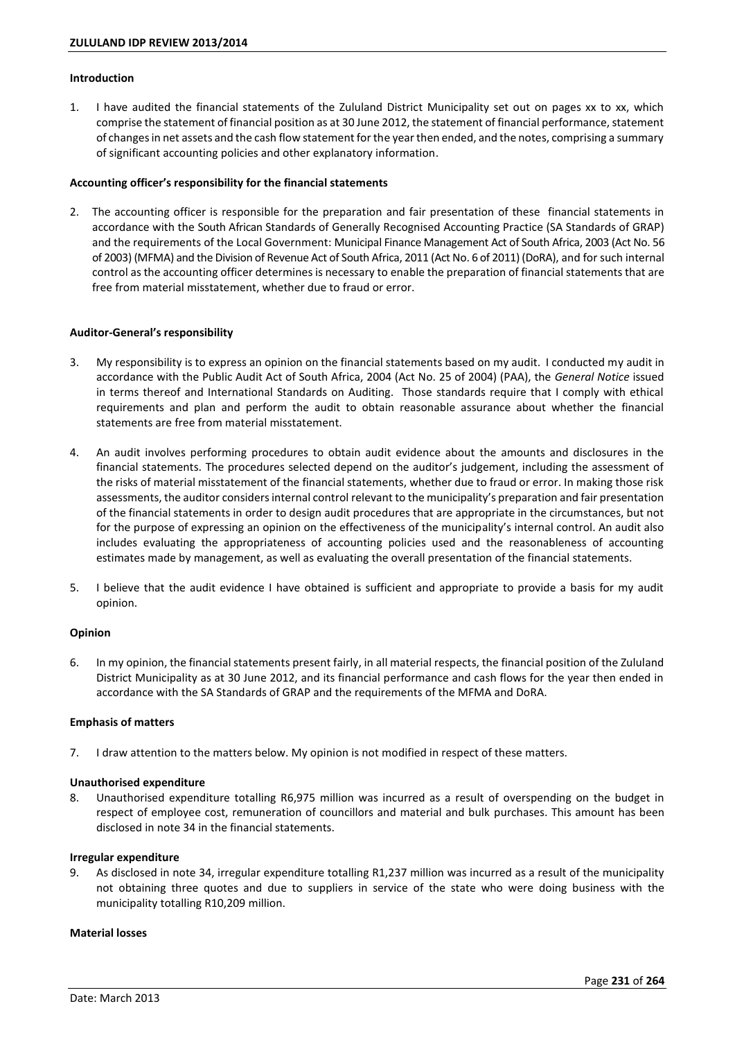#### Introduction

1. I have audited the financial statements of the Zululand District Municipality set out on pages xx to xx, which comprise the statement of financial position as at 30 June 2012, the statement of financial performance, statement of changes in net assets and the cash flow statement for the year then ended, and the notes, comprising a summary of significant accounting policies and other explanatory information.

#### Accounting officer's responsibility for the financial statements

2. The accounting officer is responsible for the preparation and fair presentation of these financial statements in accordance with the South African Standards of Generally Recognised Accounting Practice (SA Standards of GRAP) and the requirements of the Local Government: Municipal Finance Management Act of South Africa, 2003 (Act No. 56 of 2003) (MFMA) and the Division of Revenue Act of South Africa, 2011 (Act No. 6 of 2011) (DoRA), and for such internal control as the accounting officer determines is necessary to enable the preparation of financial statements that are free from material misstatement, whether due to fraud or error.

#### Auditor-General's responsibility

3. My responsibility is to express an opinion on the financial statements based on my audit. I conducted my audit in accordance with the Public Audit Act of South Africa, 2004 (Act No. 25 of 2004) (PAA), the *General Notice* issued in terms thereof and International Standards on Auditing. Those standards require that I comply with ethical requirements and plan and perform the audit to obtain reasonable assurance about whether the financial statements are free from material misstatement.

4. An audit involves performing procedures to obtain audit evidence about the amounts and disclosures in the financial statements. The procedures selected depend on the auditor's judgement, including the assessment of the risks of material misstatement of the financial statements, whether due to fraud or error. In making those risk assessments, the auditor considers internal control relevant to the municipality's preparation and fair presentation of the financial statements in order to design audit procedures that are appropriate in the circumstances, but not for the purpose of expressing an opinion on the effectiveness of the municipality's internal control. An audit also includes evaluating the appropriateness of accounting policies used and the reasonableness of accounting estimates made by management, as well as evaluating the overall presentation of the financial statements.

5. I believe that the audit evidence I have obtained is sufficient and appropriate to provide a basis for my audit opinion.

#### Opinion

6. In my opinion, the financial statements present fairly, in all material respects, the financial position of the Zululand District Municipality as at 30 June 2012, and its financial performance and cash flows for the year then ended in accordance with the SA Standards of GRAP and the requirements of the MFMA and DoRA.

#### Emphasis of matters

7. I draw attention to the matters below. My opinion is not modified in respect of these matters.

#### Unauthorised expenditure

8. Unauthorised expenditure totalling R6,975 million was incurred as a result of overspending on the budget in respect of employee cost, remuneration of councillors and material and bulk purchases. This amount has been disclosed in note 34 in the financial statements.

#### Irregular expenditure

9. As disclosed in note 34, irregular expenditure totalling R1,237 million was incurred as a result of the municipality not obtaining three quotes and due to suppliers in service of the state who were doing business with the municipality totalling R10,209 million.

#### Material losses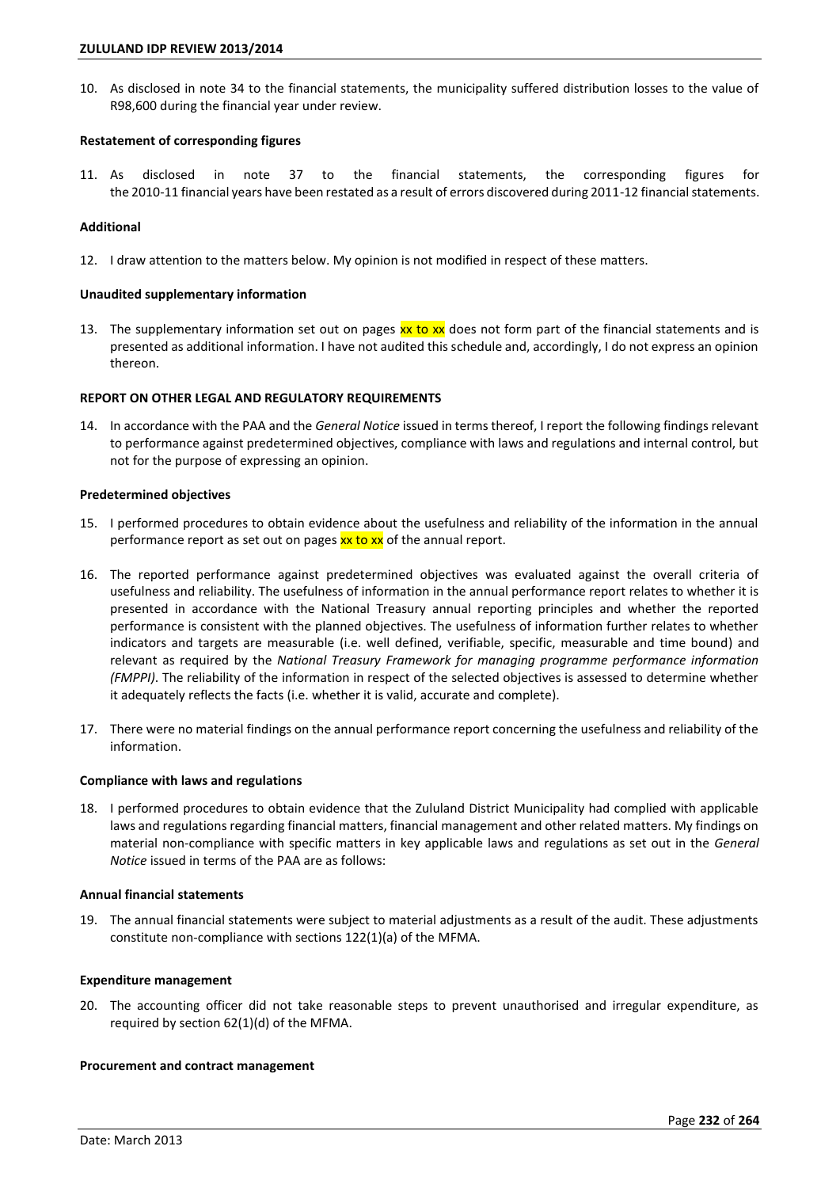10. As disclosed in note 34 to the financial statements, the municipality suffered distribution losses to the value of R98,600 during the financial year under review.

**Restatement of corresponding figures**

11. As disclosed in note 37 to the financial statements, the corresponding figures for the 2010-11 financial years have been restated as a result of errors discovered during 2011-12 financial statements.

**Additional**

12. I draw attention to the matters below. My opinion is not modified in respect of these matters.

**Unaudited supplementary information**

13. The supplementary information set out on pages xx to xx does not form part of the financial statements and is presented as additional information. I have not audited this schedule and, accordingly, I do not express an opinion thereon.

**REPORT ON OTHER LEGAL AND REGULATORY REQUIREMENTS**

14. In accordance with the PAA and the *General Notice* issued in terms thereof, I report the following findings relevant to performance against predetermined objectives, compliance with laws and regulations and internal control, but not for the purpose of expressing an opinion.

**Predetermined objectives**

15. I performed procedures to obtain evidence about the usefulness and reliability of the information in the annual performance report as set out on pages xx to xx of the annual report.

16. The reported performance against predetermined objectives was evaluated against the overall criteria of usefulness and reliability. The usefulness of information in the annual performance report relates to whether it is presented in accordance with the National Treasury annual reporting principles and whether the reported performance is consistent with the planned objectives. The usefulness of information further relates to whether indicators and targets are measurable (i.e. well defined, verifiable, specific, measurable and time bound) and relevant as required by the *National Treasury Framework for managing programme performance information (FMPPI)*. The reliability of the information in respect of the selected objectives is assessed to determine whether it adequately reflects the facts (i.e. whether it is valid, accurate and complete).

17. There were no material findings on the annual performance report concerning the usefulness and reliability of the information.

**Compliance with laws and regulations**

18. I performed procedures to obtain evidence that the Zululand District Municipality had complied with applicable laws and regulations regarding financial matters, financial management and other related matters. My findings on material non-compliance with specific matters in key applicable laws and regulations as set out in the *General Notice* issued in terms of the PAA are as follows:

**Annual financial statements**

19. The annual financial statements were subject to material adjustments as a result of the audit. These adjustments constitute non-compliance with sections 122(1)(a) of the MFMA.

**Expenditure management**

20. The accounting officer did not take reasonable steps to prevent unauthorised and irregular expenditure, as required by section 62(1)(d) of the MFMA.

**Procurement and contract management**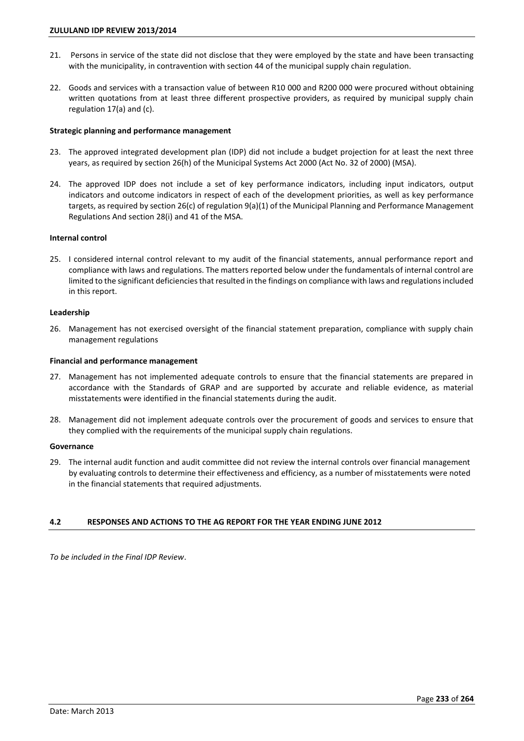21. Persons in service of the state did not disclose that they were employed by the state and have been transacting with the municipality, in contravention with section 44 of the municipal supply chain regulation.

22. Goods and services with a transaction value of between R10 000 and R200 000 were procured without obtaining written quotations from at least three different prospective providers, as required by municipal supply chain regulation 17(a) and (c).

**Strategic planning and performance management**

23. The approved integrated development plan (IDP) did not include a budget projection for at least the next three years, as required by section 26(h) of the Municipal Systems Act 2000 (Act No. 32 of 2000) (MSA).

24. The approved IDP does not include a set of key performance indicators, including input indicators, output indicators and outcome indicators in respect of each of the development priorities, as well as key performance targets, as required by section 26(c) of regulation 9(a)(1) of the Municipal Planning and Performance Management Regulations And section 28(i) and 41 of the MSA.

**Internal control**

25. I considered internal control relevant to my audit of the financial statements, annual performance report and compliance with laws and regulations. The matters reported below under the fundamentals of internal control are limited to the significant deficiencies that resulted in the findings on compliance with laws and regulations included in this report.

**Leadership**

26. Management has not exercised oversight of the financial statement preparation, compliance with supply chain management regulations

**Financial and performance management**

27. Management has not implemented adequate controls to ensure that the financial statements are prepared in accordance with the Standards of GRAP and are supported by accurate and reliable evidence, as material misstatements were identified in the financial statements during the audit.

28. Management did not implement adequate controls over the procurement of goods and services to ensure that they complied with the requirements of the municipal supply chain regulations.

**Governance**

29. The internal audit function and audit committee did not review the internal controls over financial management by evaluating controls to determine their effectiveness and efficiency, as a number of misstatements were noted in the financial statements that required adjustments.

## 4.2 RESPONSES AND ACTIONS TO THE AG REPORT FOR THE YEAR ENDING JUNE 2012

*To be included in the Final IDP Review*.